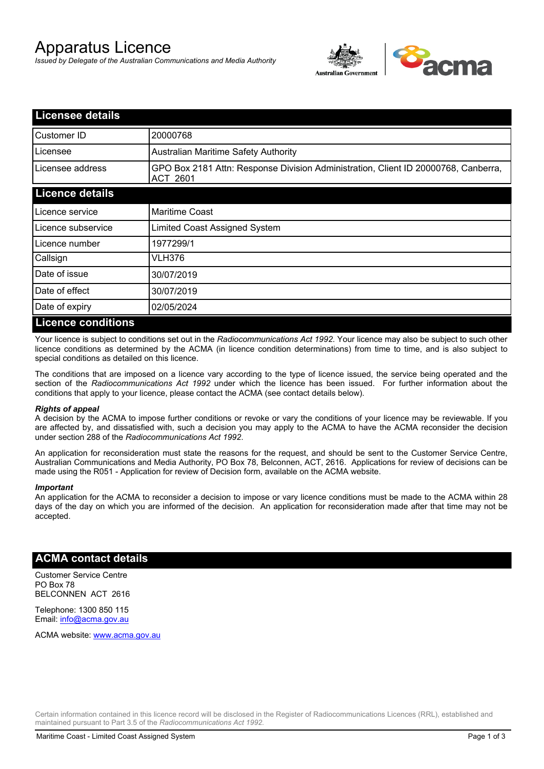# Apparatus Licence

*Issued by Delegate of the Australian Communications and Media Authority*

## Licensee details

| | |
|---|---|
| Customer ID | 20000768 |
| Licensee | Australian Maritime Safety Authority |
| Licensee address | GPO Box 2181 Attn: Response Division Administration, Client ID 20000768, Canberra, ACT 2601 |

## Licence details

| | |
|---|---|
| Licence service | Maritime Coast |
| Licence subservice | Limited Coast Assigned System |
| Licence number | 1977299/1 |
| Callsign | VLH376 |
| Date of issue | 30/07/2019 |
| Date of effect | 30/07/2019 |
| Date of expiry | 02/05/2024 |

## Licence conditions

Your licence is subject to conditions set out in the *Radiocommunications Act 1992*. Your licence may also be subject to such other licence conditions as determined by the ACMA (in licence condition determinations) from time to time, and is also subject to special conditions as detailed on this licence.

The conditions that are imposed on a licence vary according to the type of licence issued, the service being operated and the section of the *Radiocommunications Act 1992* under which the licence has been issued. For further information about the conditions that apply to your licence, please contact the ACMA (see contact details below).

***Rights of appeal***

A decision by the ACMA to impose further conditions or revoke or vary the conditions of your licence may be reviewable. If you are affected by, and dissatisfied with, such a decision you may apply to the ACMA to have the ACMA reconsider the decision under section 288 of the *Radiocommunications Act 1992*.

An application for reconsideration must state the reasons for the request, and should be sent to the Customer Service Centre, Australian Communications and Media Authority, PO Box 78, Belconnen, ACT, 2616. Applications for review of decisions can be made using the R051 - Application for review of Decision form, available on the ACMA website.

***Important***

An application for the ACMA to reconsider a decision to impose or vary licence conditions must be made to the ACMA within 28 days of the day on which you are informed of the decision. An application for reconsideration made after that time may not be accepted.

## ACMA contact details

Customer Service Centre
PO Box 78
BELCONNEN ACT 2616

Telephone: 1300 850 115
Email: info@acma.gov.au

ACMA website: www.acma.gov.au

Certain information contained in this licence record will be disclosed in the Register of Radiocommunications Licences (RRL), established and maintained pursuant to Part 3.5 of the *Radiocommunications Act 1992.*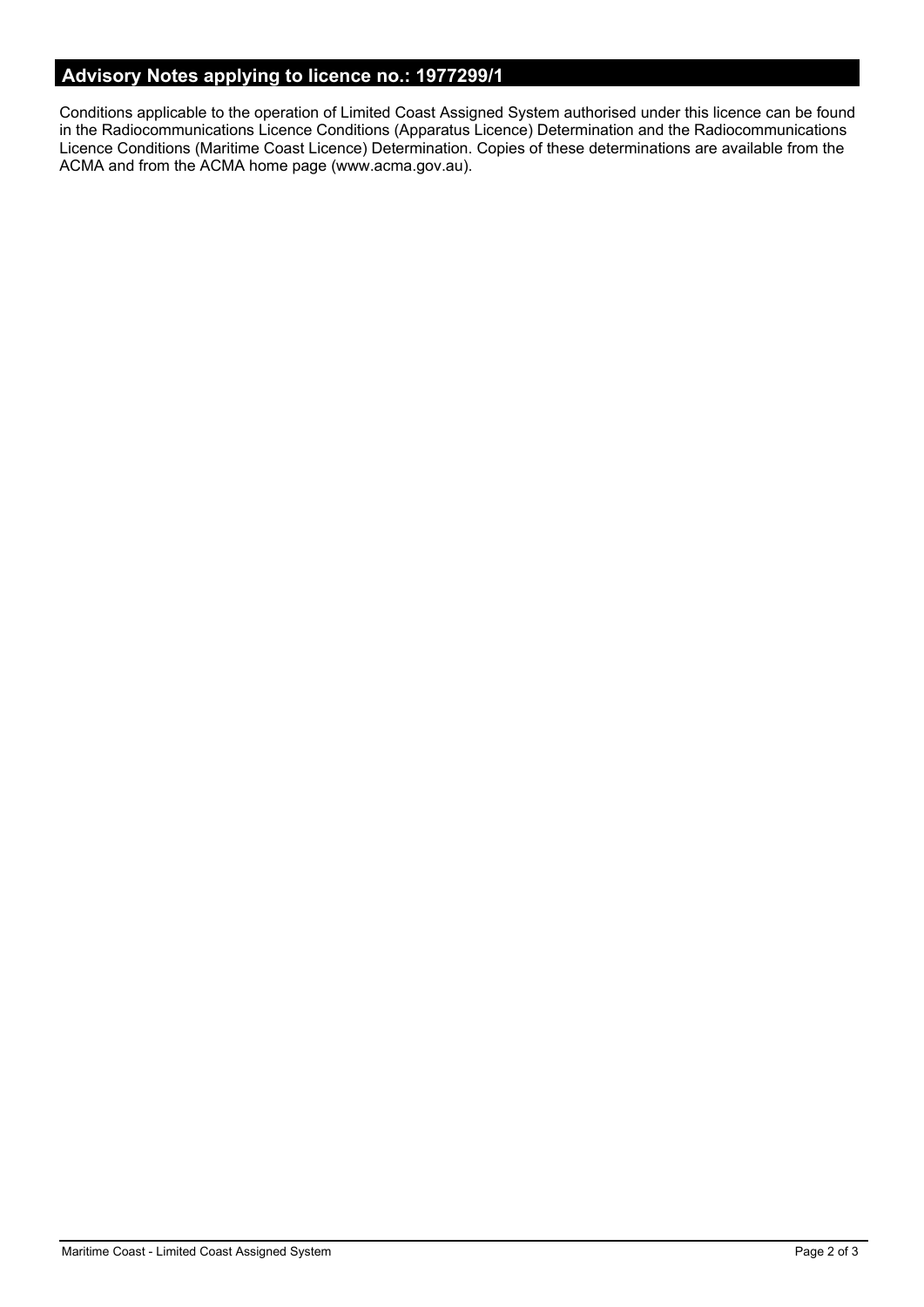## Advisory Notes applying to licence no.: 1977299/1

Conditions applicable to the operation of Limited Coast Assigned System authorised under this licence can be found in the Radiocommunications Licence Conditions (Apparatus Licence) Determination and the Radiocommunications Licence Conditions (Maritime Coast Licence) Determination. Copies of these determinations are available from the ACMA and from the ACMA home page (www.acma.gov.au).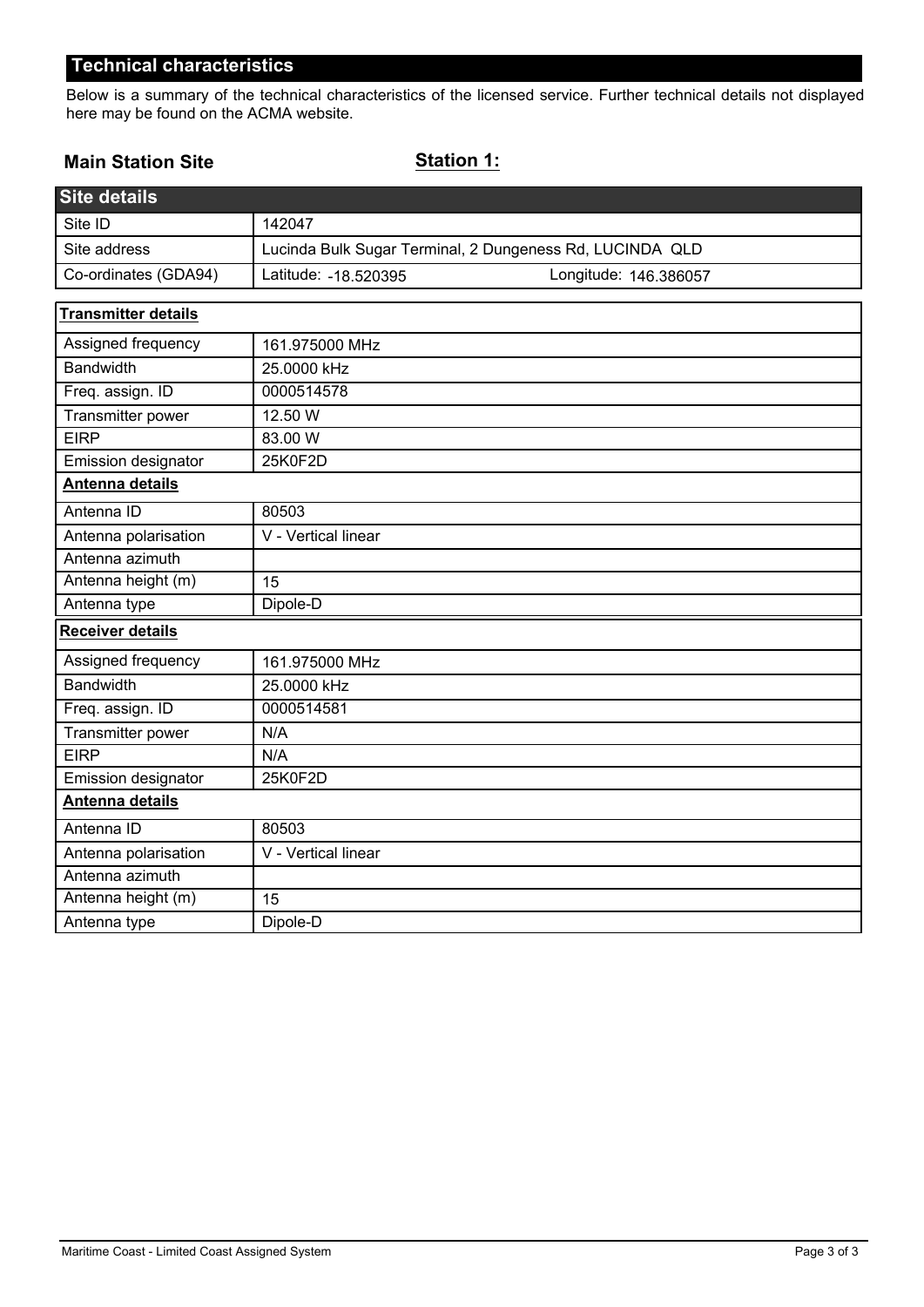## Technical characteristics

Below is a summary of the technical characteristics of the licensed service. Further technical details not displayed here may be found on the ACMA website.

**Main Station Site** **Station 1:**

| Site details | |
|---|---|
| Site ID | 142047 |
| Site address | Lucinda Bulk Sugar Terminal, 2 Dungeness Rd, LUCINDA QLD |
| Co-ordinates (GDA94) | Latitude: -18.520395 Longitude: 146.386057 |

| Transmitter details | |
|---|---|
| Assigned frequency | 161.975000 MHz |
| Bandwidth | 25.0000 kHz |
| Freq. assign. ID | 0000514578 |
| Transmitter power | 12.50 W |
| EIRP | 83.00 W |
| Emission designator | 25K0F2D |
| **Antenna details** | |
| Antenna ID | 80503 |
| Antenna polarisation | V - Vertical linear |
| Antenna azimuth | |
| Antenna height (m) | 15 |
| Antenna type | Dipole-D |

| Receiver details | |
|---|---|
| Assigned frequency | 161.975000 MHz |
| Bandwidth | 25.0000 kHz |
| Freq. assign. ID | 0000514581 |
| Transmitter power | N/A |
| EIRP | N/A |
| Emission designator | 25K0F2D |
| **Antenna details** | |
| Antenna ID | 80503 |
| Antenna polarisation | V - Vertical linear |
| Antenna azimuth | |
| Antenna height (m) | 15 |
| Antenna type | Dipole-D |